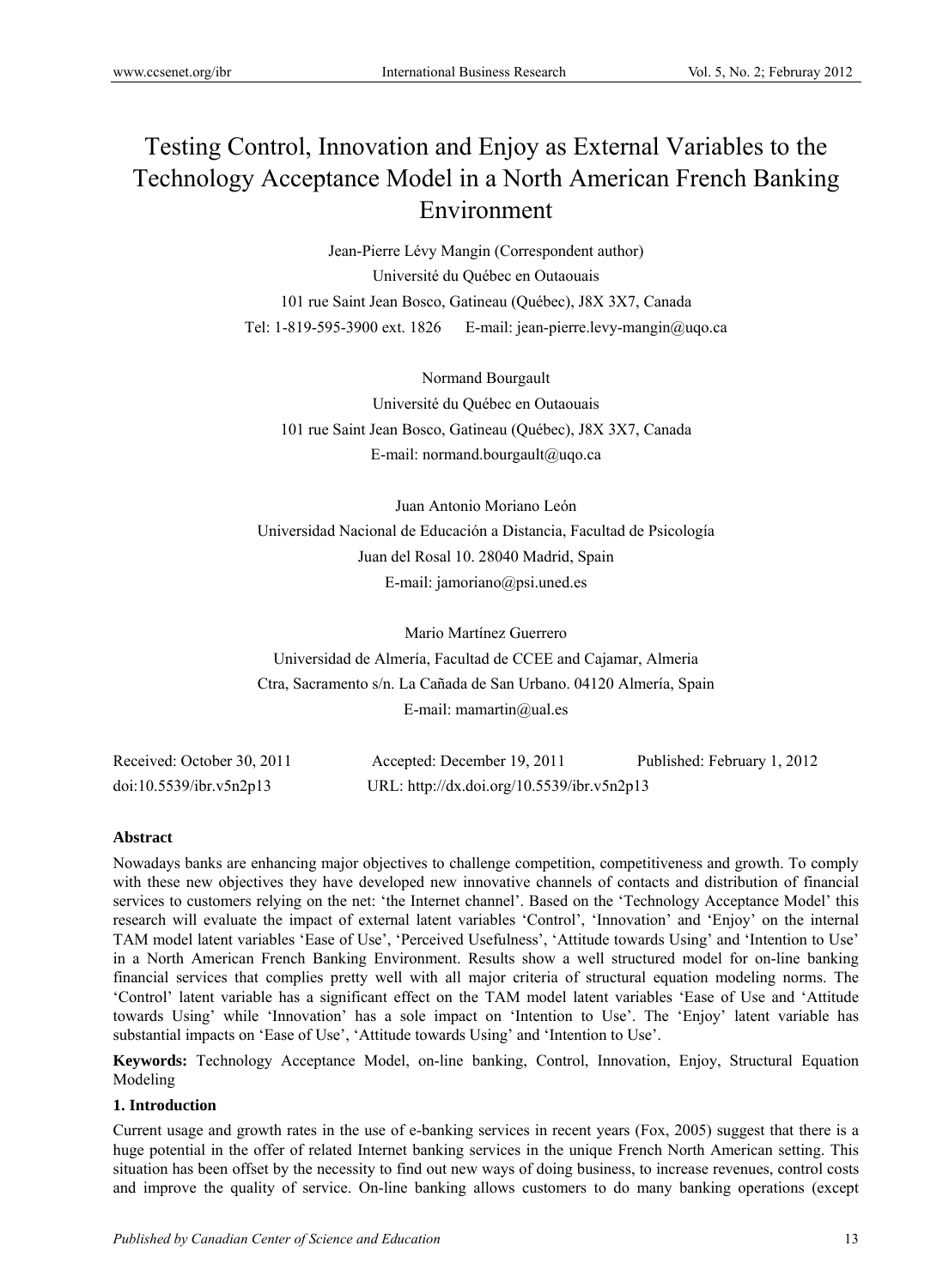# Testing Control, Innovation and Enjoy as External Variables to the Technology Acceptance Model in a North American French Banking Environment

Jean-Pierre Lévy Mangin (Correspondent author)

Université du Québec en Outaouais

101 rue Saint Jean Bosco, Gatineau (Québec), J8X 3X7, Canada

Tel: 1-819-595-3900 ext. 1826 E-mail: jean-pierre.levy-mangin@uqo.ca

Normand Bourgault

Université du Québec en Outaouais

101 rue Saint Jean Bosco, Gatineau (Québec), J8X 3X7, Canada

E-mail: normand.bourgault@uqo.ca

Juan Antonio Moriano León

Universidad Nacional de Educación a Distancia, Facultad de Psicología

Juan del Rosal 10. 28040 Madrid, Spain

E-mail: jamoriano@psi.uned.es

Mario Martínez Guerrero

Universidad de Almería, Facultad de CCEE and Cajamar, Almeria

Ctra, Sacramento s/n. La Cañada de San Urbano. 04120 Almería, Spain

E-mail: mamartin@ual.es

Received: October 30, 2011 Accepted: December 19, 2011 Published: February 1, 2012

doi:10.5539/ibr.v5n2p13 URL: http://dx.doi.org/10.5539/ibr.v5n2p13

## Abstract

Nowadays banks are enhancing major objectives to challenge competition, competitiveness and growth. To comply with these new objectives they have developed new innovative channels of contacts and distribution of financial services to customers relying on the net: 'the Internet channel'. Based on the 'Technology Acceptance Model' this research will evaluate the impact of external latent variables 'Control', 'Innovation' and 'Enjoy' on the internal TAM model latent variables 'Ease of Use', 'Perceived Usefulness', 'Attitude towards Using' and 'Intention to Use' in a North American French Banking Environment. Results show a well structured model for on-line banking financial services that complies pretty well with all major criteria of structural equation modeling norms. The 'Control' latent variable has a significant effect on the TAM model latent variables 'Ease of Use and 'Attitude towards Using' while 'Innovation' has a sole impact on 'Intention to Use'. The 'Enjoy' latent variable has substantial impacts on 'Ease of Use', 'Attitude towards Using' and 'Intention to Use'.

**Keywords:** Technology Acceptance Model, on-line banking, Control, Innovation, Enjoy, Structural Equation Modeling

## 1. Introduction

Current usage and growth rates in the use of e-banking services in recent years (Fox, 2005) suggest that there is a huge potential in the offer of related Internet banking services in the unique French North American setting. This situation has been offset by the necessity to find out new ways of doing business, to increase revenues, control costs and improve the quality of service. On-line banking allows customers to do many banking operations (except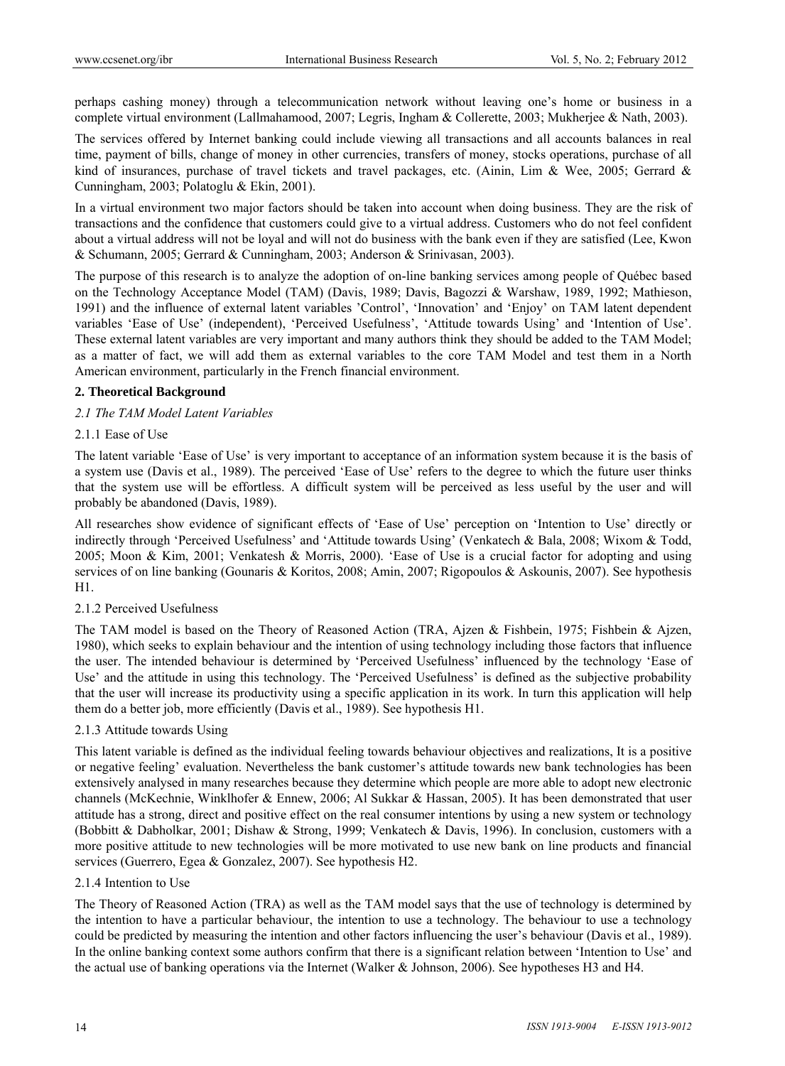perhaps cashing money) through a telecommunication network without leaving one's home or business in a complete virtual environment (Lallmahamood, 2007; Legris, Ingham & Collerette, 2003; Mukherjee & Nath, 2003).

The services offered by Internet banking could include viewing all transactions and all accounts balances in real time, payment of bills, change of money in other currencies, transfers of money, stocks operations, purchase of all kind of insurances, purchase of travel tickets and travel packages, etc. (Ainin, Lim & Wee, 2005; Gerrard & Cunningham, 2003; Polatoglu & Ekin, 2001).

In a virtual environment two major factors should be taken into account when doing business. They are the risk of transactions and the confidence that customers could give to a virtual address. Customers who do not feel confident about a virtual address will not be loyal and will not do business with the bank even if they are satisfied (Lee, Kwon & Schumann, 2005; Gerrard & Cunningham, 2003; Anderson & Srinivasan, 2003).

The purpose of this research is to analyze the adoption of on-line banking services among people of Québec based on the Technology Acceptance Model (TAM) (Davis, 1989; Davis, Bagozzi & Warshaw, 1989, 1992; Mathieson, 1991) and the influence of external latent variables 'Control', 'Innovation' and 'Enjoy' on TAM latent dependent variables 'Ease of Use' (independent), 'Perceived Usefulness', 'Attitude towards Using' and 'Intention of Use'. These external latent variables are very important and many authors think they should be added to the TAM Model; as a matter of fact, we will add them as external variables to the core TAM Model and test them in a North American environment, particularly in the French financial environment.

## 2. Theoretical Background

### *2.1 The TAM Model Latent Variables*

#### 2.1.1 Ease of Use

The latent variable 'Ease of Use' is very important to acceptance of an information system because it is the basis of a system use (Davis et al., 1989). The perceived 'Ease of Use' refers to the degree to which the future user thinks that the system use will be effortless. A difficult system will be perceived as less useful by the user and will probably be abandoned (Davis, 1989).

All researches show evidence of significant effects of 'Ease of Use' perception on 'Intention to Use' directly or indirectly through 'Perceived Usefulness' and 'Attitude towards Using' (Venkatech & Bala, 2008; Wixom & Todd, 2005; Moon & Kim, 2001; Venkatesh & Morris, 2000). 'Ease of Use is a crucial factor for adopting and using services of on line banking (Gounaris & Koritos, 2008; Amin, 2007; Rigopoulos & Askounis, 2007). See hypothesis H1.

#### 2.1.2 Perceived Usefulness

The TAM model is based on the Theory of Reasoned Action (TRA, Ajzen & Fishbein, 1975; Fishbein & Ajzen, 1980), which seeks to explain behaviour and the intention of using technology including those factors that influence the user. The intended behaviour is determined by 'Perceived Usefulness' influenced by the technology 'Ease of Use' and the attitude in using this technology. The 'Perceived Usefulness' is defined as the subjective probability that the user will increase its productivity using a specific application in its work. In turn this application will help them do a better job, more efficiently (Davis et al., 1989). See hypothesis H1.

#### 2.1.3 Attitude towards Using

This latent variable is defined as the individual feeling towards behaviour objectives and realizations, It is a positive or negative feeling' evaluation. Nevertheless the bank customer's attitude towards new bank technologies has been extensively analysed in many researches because they determine which people are more able to adopt new electronic channels (McKechnie, Winklhofer & Ennew, 2006; Al Sukkar & Hassan, 2005). It has been demonstrated that user attitude has a strong, direct and positive effect on the real consumer intentions by using a new system or technology (Bobbitt & Dabholkar, 2001; Dishaw & Strong, 1999; Venkatech & Davis, 1996). In conclusion, customers with a more positive attitude to new technologies will be more motivated to use new bank on line products and financial services (Guerrero, Egea & Gonzalez, 2007). See hypothesis H2.

#### 2.1.4 Intention to Use

The Theory of Reasoned Action (TRA) as well as the TAM model says that the use of technology is determined by the intention to have a particular behaviour, the intention to use a technology. The behaviour to use a technology could be predicted by measuring the intention and other factors influencing the user's behaviour (Davis et al., 1989). In the online banking context some authors confirm that there is a significant relation between 'Intention to Use' and the actual use of banking operations via the Internet (Walker & Johnson, 2006). See hypotheses H3 and H4.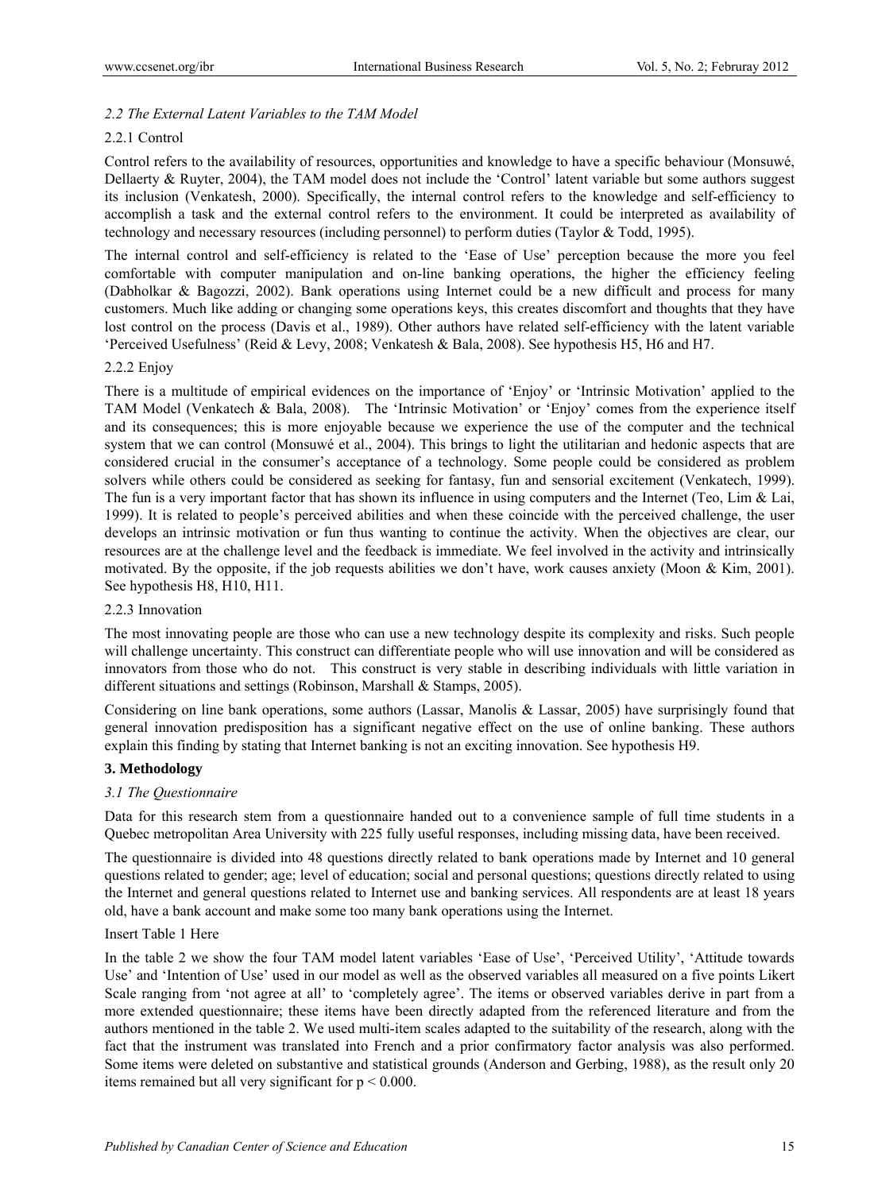### *2.2 The External Latent Variables to the TAM Model*

#### 2.2.1 Control

Control refers to the availability of resources, opportunities and knowledge to have a specific behaviour (Monsuwé, Dellaerty & Ruyter, 2004), the TAM model does not include the 'Control' latent variable but some authors suggest its inclusion (Venkatesh, 2000). Specifically, the internal control refers to the knowledge and self-efficiency to accomplish a task and the external control refers to the environment. It could be interpreted as availability of technology and necessary resources (including personnel) to perform duties (Taylor & Todd, 1995).

The internal control and self-efficiency is related to the 'Ease of Use' perception because the more you feel comfortable with computer manipulation and on-line banking operations, the higher the efficiency feeling (Dabholkar & Bagozzi, 2002). Bank operations using Internet could be a new difficult and process for many customers. Much like adding or changing some operations keys, this creates discomfort and thoughts that they have lost control on the process (Davis et al., 1989). Other authors have related self-efficiency with the latent variable 'Perceived Usefulness' (Reid & Levy, 2008; Venkatesh & Bala, 2008). See hypothesis H5, H6 and H7.

#### 2.2.2 Enjoy

There is a multitude of empirical evidences on the importance of 'Enjoy' or 'Intrinsic Motivation' applied to the TAM Model (Venkatech & Bala, 2008). The 'Intrinsic Motivation' or 'Enjoy' comes from the experience itself and its consequences; this is more enjoyable because we experience the use of the computer and the technical system that we can control (Monsuwé et al., 2004). This brings to light the utilitarian and hedonic aspects that are considered crucial in the consumer's acceptance of a technology. Some people could be considered as problem solvers while others could be considered as seeking for fantasy, fun and sensorial excitement (Venkatech, 1999). The fun is a very important factor that has shown its influence in using computers and the Internet (Teo, Lim & Lai, 1999). It is related to people's perceived abilities and when these coincide with the perceived challenge, the user develops an intrinsic motivation or fun thus wanting to continue the activity. When the objectives are clear, our resources are at the challenge level and the feedback is immediate. We feel involved in the activity and intrinsically motivated. By the opposite, if the job requests abilities we don't have, work causes anxiety (Moon & Kim, 2001). See hypothesis H8, H10, H11.

#### 2.2.3 Innovation

The most innovating people are those who can use a new technology despite its complexity and risks. Such people will challenge uncertainty. This construct can differentiate people who will use innovation and will be considered as innovators from those who do not. This construct is very stable in describing individuals with little variation in different situations and settings (Robinson, Marshall & Stamps, 2005).

Considering on line bank operations, some authors (Lassar, Manolis & Lassar, 2005) have surprisingly found that general innovation predisposition has a significant negative effect on the use of online banking. These authors explain this finding by stating that Internet banking is not an exciting innovation. See hypothesis H9.

## 3. Methodology

### *3.1 The Questionnaire*

Data for this research stem from a questionnaire handed out to a convenience sample of full time students in a Quebec metropolitan Area University with 225 fully useful responses, including missing data, have been received.

The questionnaire is divided into 48 questions directly related to bank operations made by Internet and 10 general questions related to gender; age; level of education; social and personal questions; questions directly related to using the Internet and general questions related to Internet use and banking services. All respondents are at least 18 years old, have a bank account and make some too many bank operations using the Internet.

Insert Table 1 Here

In the table 2 we show the four TAM model latent variables 'Ease of Use', 'Perceived Utility', 'Attitude towards Use' and 'Intention of Use' used in our model as well as the observed variables all measured on a five points Likert Scale ranging from 'not agree at all' to 'completely agree'. The items or observed variables derive in part from a more extended questionnaire; these items have been directly adapted from the referenced literature and from the authors mentioned in the table 2. We used multi-item scales adapted to the suitability of the research, along with the fact that the instrument was translated into French and a prior confirmatory factor analysis was also performed. Some items were deleted on substantive and statistical grounds (Anderson and Gerbing, 1988), as the result only 20 items remained but all very significant for $p < 0.000$.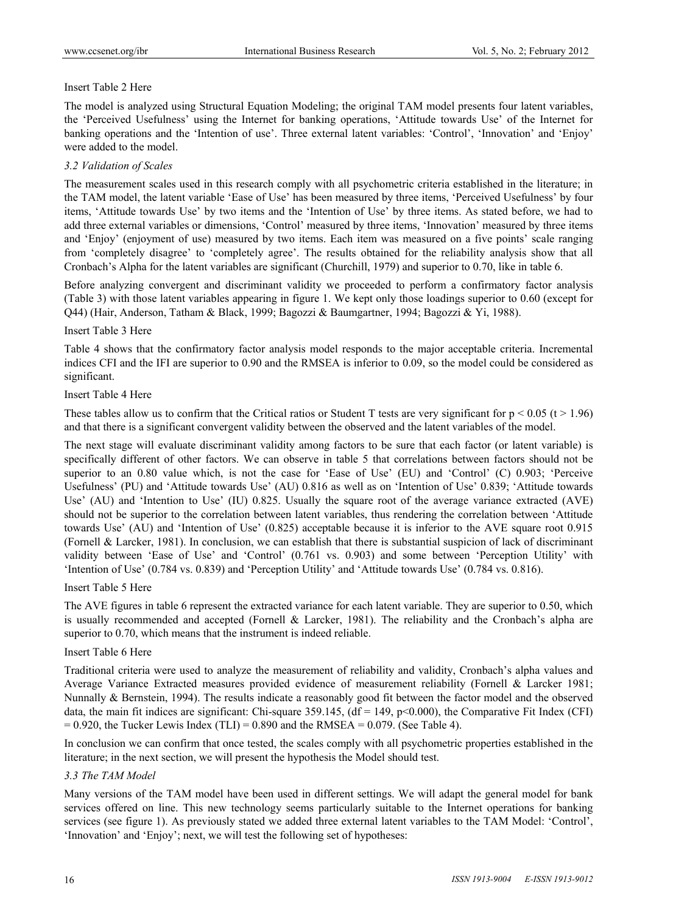Insert Table 2 Here

The model is analyzed using Structural Equation Modeling; the original TAM model presents four latent variables, the 'Perceived Usefulness' using the Internet for banking operations, 'Attitude towards Use' of the Internet for banking operations and the 'Intention of use'. Three external latent variables: 'Control', 'Innovation' and 'Enjoy' were added to the model.

### *3.2 Validation of Scales*

The measurement scales used in this research comply with all psychometric criteria established in the literature; in the TAM model, the latent variable 'Ease of Use' has been measured by three items, 'Perceived Usefulness' by four items, 'Attitude towards Use' by two items and the 'Intention of Use' by three items. As stated before, we had to add three external variables or dimensions, 'Control' measured by three items, 'Innovation' measured by three items and 'Enjoy' (enjoyment of use) measured by two items. Each item was measured on a five points' scale ranging from 'completely disagree' to 'completely agree'. The results obtained for the reliability analysis show that all Cronbach's Alpha for the latent variables are significant (Churchill, 1979) and superior to 0.70, like in table 6.

Before analyzing convergent and discriminant validity we proceeded to perform a confirmatory factor analysis (Table 3) with those latent variables appearing in figure 1. We kept only those loadings superior to 0.60 (except for Q44) (Hair, Anderson, Tatham & Black, 1999; Bagozzi & Baumgartner, 1994; Bagozzi & Yi, 1988).

Insert Table 3 Here

Table 4 shows that the confirmatory factor analysis model responds to the major acceptable criteria. Incremental indices CFI and the IFI are superior to 0.90 and the RMSEA is inferior to 0.09, so the model could be considered as significant.

Insert Table 4 Here

These tables allow us to confirm that the Critical ratios or Student T tests are very significant for $p < 0.05$ ($t > 1.96$) and that there is a significant convergent validity between the observed and the latent variables of the model.

The next stage will evaluate discriminant validity among factors to be sure that each factor (or latent variable) is specifically different of other factors. We can observe in table 5 that correlations between factors should not be superior to an 0.80 value which, is not the case for 'Ease of Use' (EU) and 'Control' (C) 0.903; 'Perceive Usefulness' (PU) and 'Attitude towards Use' (AU) 0.816 as well as on 'Intention of Use' 0.839; 'Attitude towards Use' (AU) and 'Intention to Use' (IU) 0.825. Usually the square root of the average variance extracted (AVE) should not be superior to the correlation between latent variables, thus rendering the correlation between 'Attitude towards Use' (AU) and 'Intention of Use' (0.825) acceptable because it is inferior to the AVE square root 0.915 (Fornell & Larcker, 1981). In conclusion, we can establish that there is substantial suspicion of lack of discriminant validity between 'Ease of Use' and 'Control' (0.761 vs. 0.903) and some between 'Perception Utility' with 'Intention of Use' (0.784 vs. 0.839) and 'Perception Utility' and 'Attitude towards Use' (0.784 vs. 0.816).

Insert Table 5 Here

The AVE figures in table 6 represent the extracted variance for each latent variable. They are superior to 0.50, which is usually recommended and accepted (Fornell & Larcker, 1981). The reliability and the Cronbach's alpha are superior to 0.70, which means that the instrument is indeed reliable.

Insert Table 6 Here

Traditional criteria were used to analyze the measurement of reliability and validity, Cronbach's alpha values and Average Variance Extracted measures provided evidence of measurement reliability (Fornell & Larcker 1981; Nunnally & Bernstein, 1994). The results indicate a reasonably good fit between the factor model and the observed data, the main fit indices are significant: Chi-square 359.145, (df = 149, $p<0.000$), the Comparative Fit Index (CFI) = 0.920, the Tucker Lewis Index (TLI) = 0.890 and the RMSEA = 0.079. (See Table 4).

In conclusion we can confirm that once tested, the scales comply with all psychometric properties established in the literature; in the next section, we will present the hypothesis the Model should test.

### *3.3 The TAM Model*

Many versions of the TAM model have been used in different settings. We will adapt the general model for bank services offered on line. This new technology seems particularly suitable to the Internet operations for banking services (see figure 1). As previously stated we added three external latent variables to the TAM Model: 'Control', 'Innovation' and 'Enjoy'; next, we will test the following set of hypotheses: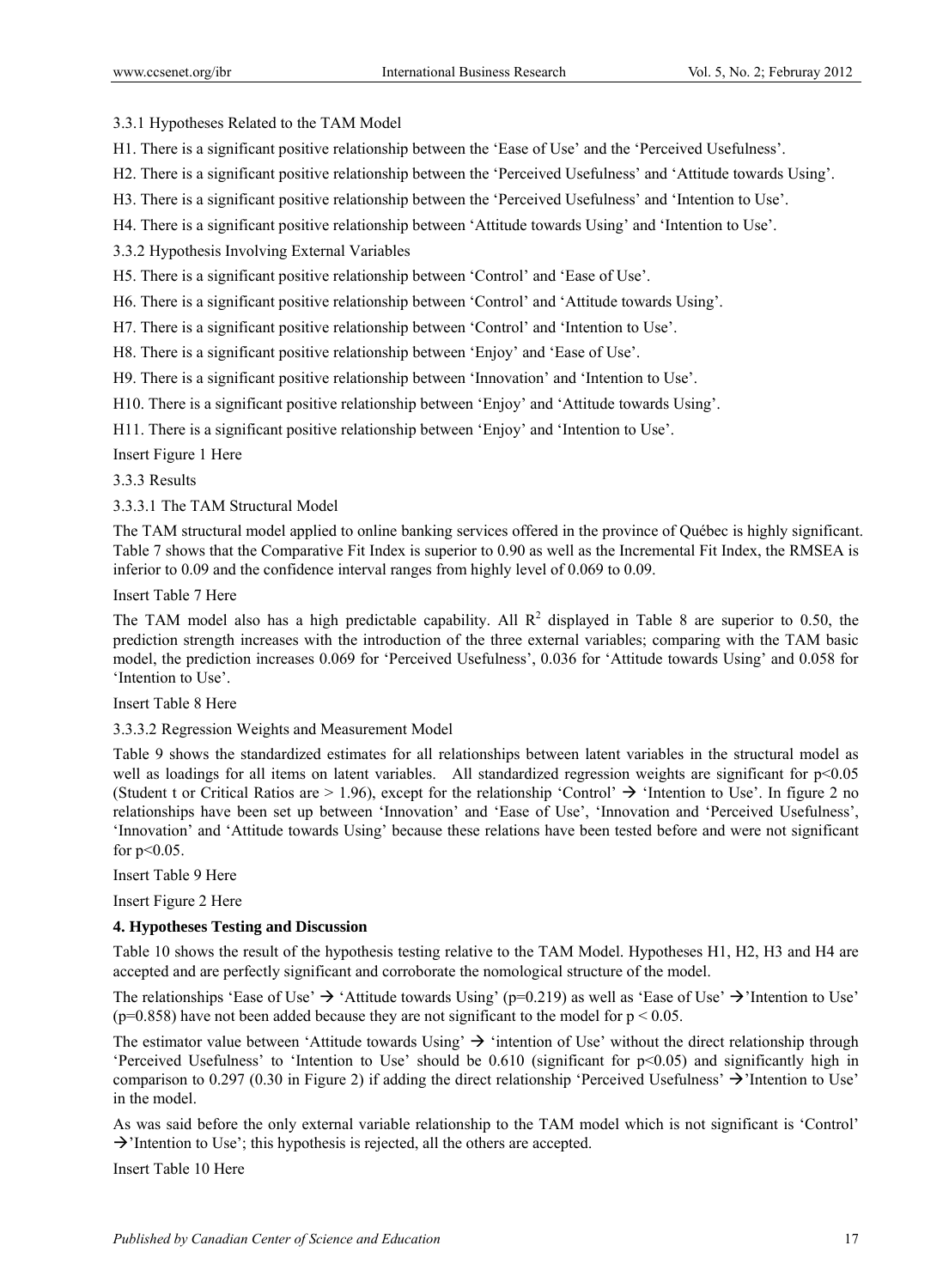#### 3.3.1 Hypotheses Related to the TAM Model

H1. There is a significant positive relationship between the 'Ease of Use' and the 'Perceived Usefulness'.

H2. There is a significant positive relationship between the 'Perceived Usefulness' and 'Attitude towards Using'.

H3. There is a significant positive relationship between the 'Perceived Usefulness' and 'Intention to Use'.

H4. There is a significant positive relationship between 'Attitude towards Using' and 'Intention to Use'.

#### 3.3.2 Hypothesis Involving External Variables

H5. There is a significant positive relationship between 'Control' and 'Ease of Use'.

H6. There is a significant positive relationship between 'Control' and 'Attitude towards Using'.

H7. There is a significant positive relationship between 'Control' and 'Intention to Use'.

H8. There is a significant positive relationship between 'Enjoy' and 'Ease of Use'.

H9. There is a significant positive relationship between 'Innovation' and 'Intention to Use'.

H10. There is a significant positive relationship between 'Enjoy' and 'Attitude towards Using'.

H11. There is a significant positive relationship between 'Enjoy' and 'Intention to Use'.

Insert Figure 1 Here

#### 3.3.3 Results

##### 3.3.3.1 The TAM Structural Model

The TAM structural model applied to online banking services offered in the province of Québec is highly significant. Table 7 shows that the Comparative Fit Index is superior to 0.90 as well as the Incremental Fit Index, the RMSEA is inferior to 0.09 and the confidence interval ranges from highly level of 0.069 to 0.09.

Insert Table 7 Here

The TAM model also has a high predictable capability. All $R^2$ displayed in Table 8 are superior to 0.50, the prediction strength increases with the introduction of the three external variables; comparing with the TAM basic model, the prediction increases 0.069 for 'Perceived Usefulness', 0.036 for 'Attitude towards Using' and 0.058 for 'Intention to Use'.

Insert Table 8 Here

##### 3.3.3.2 Regression Weights and Measurement Model

Table 9 shows the standardized estimates for all relationships between latent variables in the structural model as well as loadings for all items on latent variables. All standardized regression weights are significant for $p<0.05$ (Student t or Critical Ratios are > 1.96), except for the relationship 'Control' → 'Intention to Use'. In figure 2 no relationships have been set up between 'Innovation' and 'Ease of Use', 'Innovation and 'Perceived Usefulness', 'Innovation' and 'Attitude towards Using' because these relations have been tested before and were not significant for $p<0.05$.

Insert Table 9 Here

Insert Figure 2 Here

## 4. Hypotheses Testing and Discussion

Table 10 shows the result of the hypothesis testing relative to the TAM Model. Hypotheses H1, H2, H3 and H4 are accepted and are perfectly significant and corroborate the nomological structure of the model.

The relationships 'Ease of Use' → 'Attitude towards Using' ($p=0.219$) as well as 'Ease of Use' →'Intention to Use' ($p=0.858$) have not been added because they are not significant to the model for $p < 0.05$.

The estimator value between 'Attitude towards Using' → 'intention of Use' without the direct relationship through 'Perceived Usefulness' to 'Intention to Use' should be 0.610 (significant for $p<0.05$) and significantly high in comparison to 0.297 (0.30 in Figure 2) if adding the direct relationship 'Perceived Usefulness' →'Intention to Use' in the model.

As was said before the only external variable relationship to the TAM model which is not significant is 'Control' →'Intention to Use'; this hypothesis is rejected, all the others are accepted.

Insert Table 10 Here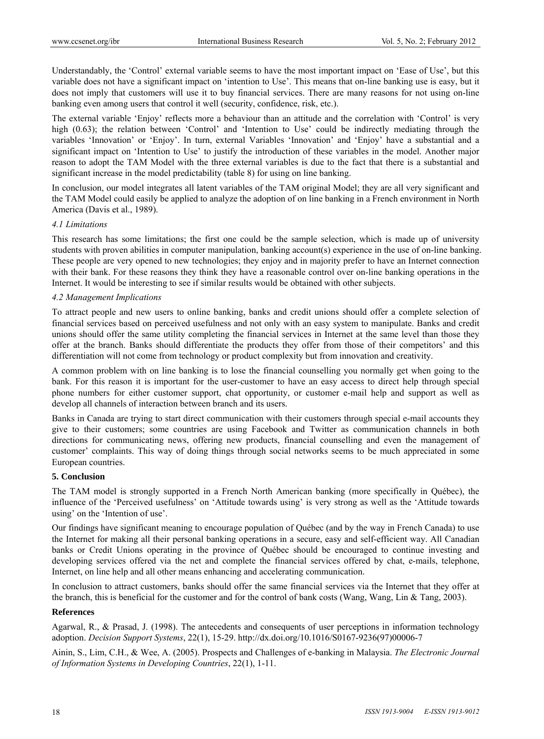Understandably, the 'Control' external variable seems to have the most important impact on 'Ease of Use', but this variable does not have a significant impact on 'intention to Use'. This means that on-line banking use is easy, but it does not imply that customers will use it to buy financial services. There are many reasons for not using on-line banking even among users that control it well (security, confidence, risk, etc.).

The external variable 'Enjoy' reflects more a behaviour than an attitude and the correlation with 'Control' is very high (0.63); the relation between 'Control' and 'Intention to Use' could be indirectly mediating through the variables 'Innovation' or 'Enjoy'. In turn, external Variables 'Innovation' and 'Enjoy' have a substantial and a significant impact on 'Intention to Use' to justify the introduction of these variables in the model. Another major reason to adopt the TAM Model with the three external variables is due to the fact that there is a substantial and significant increase in the model predictability (table 8) for using on line banking.

In conclusion, our model integrates all latent variables of the TAM original Model; they are all very significant and the TAM Model could easily be applied to analyze the adoption of on line banking in a French environment in North America (Davis et al., 1989).

### 4.1 Limitations

This research has some limitations; the first one could be the sample selection, which is made up of university students with proven abilities in computer manipulation, banking account(s) experience in the use of on-line banking. These people are very opened to new technologies; they enjoy and in majority prefer to have an Internet connection with their bank. For these reasons they think they have a reasonable control over on-line banking operations in the Internet. It would be interesting to see if similar results would be obtained with other subjects.

### 4.2 Management Implications

To attract people and new users to online banking, banks and credit unions should offer a complete selection of financial services based on perceived usefulness and not only with an easy system to manipulate. Banks and credit unions should offer the same utility completing the financial services in Internet at the same level than those they offer at the branch. Banks should differentiate the products they offer from those of their competitors' and this differentiation will not come from technology or product complexity but from innovation and creativity.

A common problem with on line banking is to lose the financial counselling you normally get when going to the bank. For this reason it is important for the user-customer to have an easy access to direct help through special phone numbers for either customer support, chat opportunity, or customer e-mail help and support as well as develop all channels of interaction between branch and its users.

Banks in Canada are trying to start direct communication with their customers through special e-mail accounts they give to their customers; some countries are using Facebook and Twitter as communication channels in both directions for communicating news, offering new products, financial counselling and even the management of customer' complaints. This way of doing things through social networks seems to be much appreciated in some European countries.

## 5. Conclusion

The TAM model is strongly supported in a French North American banking (more specifically in Québec), the influence of the 'Perceived usefulness' on 'Attitude towards using' is very strong as well as the 'Attitude towards using' on the 'Intention of use'.

Our findings have significant meaning to encourage population of Québec (and by the way in French Canada) to use the Internet for making all their personal banking operations in a secure, easy and self-efficient way. All Canadian banks or Credit Unions operating in the province of Québec should be encouraged to continue investing and developing services offered via the net and complete the financial services offered by chat, e-mails, telephone, Internet, on line help and all other means enhancing and accelerating communication.

In conclusion to attract customers, banks should offer the same financial services via the Internet that they offer at the branch, this is beneficial for the customer and for the control of bank costs (Wang, Wang, Lin & Tang, 2003).

## References

Agarwal, R., & Prasad, J. (1998). The antecedents and consequents of user perceptions in information technology adoption. *Decision Support Systems*, 22(1), 15-29. http://dx.doi.org/10.1016/S0167-9236(97)00006-7

Ainin, S., Lim, C.H., & Wee, A. (2005). Prospects and Challenges of e-banking in Malaysia. *The Electronic Journal of Information Systems in Developing Countries*, 22(1), 1-11.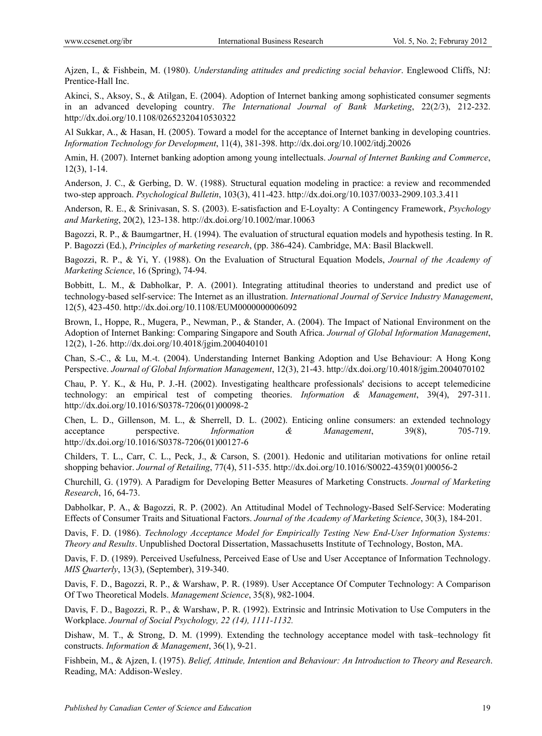Ajzen, I., & Fishbein, M. (1980). *Understanding attitudes and predicting social behavior*. Englewood Cliffs, NJ: Prentice-Hall Inc.

Akinci, S., Aksoy, S., & Atilgan, E. (2004). Adoption of Internet banking among sophisticated consumer segments in an advanced developing country. *The International Journal of Bank Marketing*, 22(2/3), 212-232. http://dx.doi.org/10.1108/02652320410530322

Al Sukkar, A., & Hasan, H. (2005). Toward a model for the acceptance of Internet banking in developing countries. *Information Technology for Development*, 11(4), 381-398. http://dx.doi.org/10.1002/itdj.20026

Amin, H. (2007). Internet banking adoption among young intellectuals. *Journal of Internet Banking and Commerce*, 12(3), 1-14.

Anderson, J. C., & Gerbing, D. W. (1988). Structural equation modeling in practice: a review and recommended two-step approach. *Psychological Bulletin*, 103(3), 411-423. http://dx.doi.org/10.1037/0033-2909.103.3.411

Anderson, R. E., & Srinivasan, S. S. (2003). E-satisfaction and E-Loyalty: A Contingency Framework, *Psychology and Marketing*, 20(2), 123-138. http://dx.doi.org/10.1002/mar.10063

Bagozzi, R. P., & Baumgartner, H. (1994). The evaluation of structural equation models and hypothesis testing. In R. P. Bagozzi (Ed.), *Principles of marketing research*, (pp. 386-424). Cambridge, MA: Basil Blackwell.

Bagozzi, R. P., & Yi, Y. (1988). On the Evaluation of Structural Equation Models, *Journal of the Academy of Marketing Science*, 16 (Spring), 74-94.

Bobbitt, L. M., & Dabholkar, P. A. (2001). Integrating attitudinal theories to understand and predict use of technology-based self-service: The Internet as an illustration. *International Journal of Service Industry Management*, 12(5), 423-450. http://dx.doi.org/10.1108/EUM0000000006092

Brown, I., Hoppe, R., Mugera, P., Newman, P., & Stander, A. (2004). The Impact of National Environment on the Adoption of Internet Banking: Comparing Singapore and South Africa. *Journal of Global Information Management*, 12(2), 1-26. http://dx.doi.org/10.4018/jgim.2004040101

Chan, S.-C., & Lu, M.-t. (2004). Understanding Internet Banking Adoption and Use Behaviour: A Hong Kong Perspective. *Journal of Global Information Management*, 12(3), 21-43. http://dx.doi.org/10.4018/jgim.2004070102

Chau, P. Y. K., & Hu, P. J.-H. (2002). Investigating healthcare professionals' decisions to accept telemedicine technology: an empirical test of competing theories. *Information & Management*, 39(4), 297-311. http://dx.doi.org/10.1016/S0378-7206(01)00098-2

Chen, L. D., Gillenson, M. L., & Sherrell, D. L. (2002). Enticing online consumers: an extended technology acceptance perspective. *Information & Management*, 39(8), 705-719. http://dx.doi.org/10.1016/S0378-7206(01)00127-6

Childers, T. L., Carr, C. L., Peck, J., & Carson, S. (2001). Hedonic and utilitarian motivations for online retail shopping behavior. *Journal of Retailing*, 77(4), 511-535. http://dx.doi.org/10.1016/S0022-4359(01)00056-2

Churchill, G. (1979). A Paradigm for Developing Better Measures of Marketing Constructs. *Journal of Marketing Research*, 16, 64-73.

Dabholkar, P. A., & Bagozzi, R. P. (2002). An Attitudinal Model of Technology-Based Self-Service: Moderating Effects of Consumer Traits and Situational Factors. *Journal of the Academy of Marketing Science*, 30(3), 184-201.

Davis, F. D. (1986). *Technology Acceptance Model for Empirically Testing New End-User Information Systems: Theory and Results*. Unpublished Doctoral Dissertation, Massachusetts Institute of Technology, Boston, MA.

Davis, F. D. (1989). Perceived Usefulness, Perceived Ease of Use and User Acceptance of Information Technology. *MIS Quarterly*, 13(3), (September), 319-340.

Davis, F. D., Bagozzi, R. P., & Warshaw, P. R. (1989). User Acceptance Of Computer Technology: A Comparison Of Two Theoretical Models. *Management Science*, 35(8), 982-1004.

Davis, F. D., Bagozzi, R. P., & Warshaw, P. R. (1992). Extrinsic and Intrinsic Motivation to Use Computers in the Workplace. *Journal of Social Psychology, 22 (14), 1111-1132.*

Dishaw, M. T., & Strong, D. M. (1999). Extending the technology acceptance model with task–technology fit constructs. *Information & Management*, 36(1), 9-21.

Fishbein, M., & Ajzen, I. (1975). *Belief, Attitude, Intention and Behaviour: An Introduction to Theory and Research*. Reading, MA: Addison-Wesley.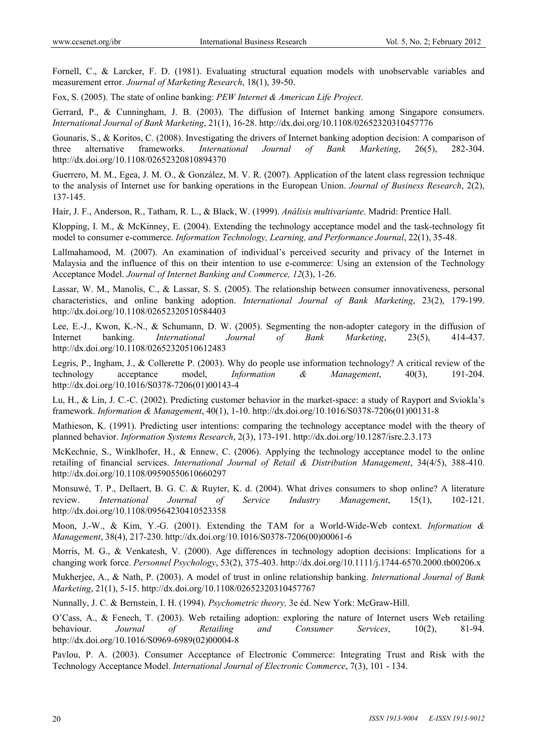Fornell, C., & Larcker, F. D. (1981). Evaluating structural equation models with unobservable variables and measurement error. *Journal of Marketing Research*, 18(1), 39-50.

Fox, S. (2005). The state of online banking: *PEW Internet & American Life Project*.

Gerrard, P., & Cunningham, J. B. (2003). The diffusion of Internet banking among Singapore consumers. *International Journal of Bank Marketing*, 21(1), 16-28. http://dx.doi.org/10.1108/02652320310457776

Gounaris, S., & Koritos, C. (2008). Investigating the drivers of Internet banking adoption decision: A comparison of three alternative frameworks. *International Journal of Bank Marketing*, 26(5), 282-304. http://dx.doi.org/10.1108/02652320810894370

Guerrero, M. M., Egea, J. M. O., & González, M. V. R. (2007). Application of the latent class regression technique to the analysis of Internet use for banking operations in the European Union. *Journal of Business Research*, 2(2), 137-145.

Hair, J. F., Anderson, R., Tatham, R. L., & Black, W. (1999). *Análisis multivariante*. Madrid: Prentice Hall.

Klopping, I. M., & McKinney, E. (2004). Extending the technology acceptance model and the task-technology fit model to consumer e-commerce. *Information Technology, Learning, and Performance Journal*, 22(1), 35-48.

Lallmahamood, M. (2007). An examination of individual's perceived security and privacy of the Internet in Malaysia and the influence of this on their intention to use e-commerce: Using an extension of the Technology Acceptance Model. *Journal of Internet Banking and Commerce, 12*(3), 1-26.

Lassar, W. M., Manolis, C., & Lassar, S. S. (2005). The relationship between consumer innovativeness, personal characteristics, and online banking adoption. *International Journal of Bank Marketing*, 23(2), 179-199. http://dx.doi.org/10.1108/02652320510584403

Lee, E.-J., Kwon, K.-N., & Schumann, D. W. (2005). Segmenting the non-adopter category in the diffusion of Internet banking. *International Journal of Bank Marketing*, 23(5), 414-437. http://dx.doi.org/10.1108/02652320510612483

Legris, P., Ingham, J., & Collerette P. (2003). Why do people use information technology? A critical review of the technology acceptance model, *Information & Management*, 40(3), 191-204. http://dx.doi.org/10.1016/S0378-7206(01)00143-4

Lu, H., & Lin, J. C.-C. (2002). Predicting customer behavior in the market-space: a study of Rayport and Sviokla's framework. *Information & Management*, 40(1), 1-10. http://dx.doi.org/10.1016/S0378-7206(01)00131-8

Mathieson, K. (1991). Predicting user intentions: comparing the technology acceptance model with the theory of planned behavior. *Information Systems Research*, 2(3), 173-191. http://dx.doi.org/10.1287/isre.2.3.173

McKechnie, S., Winklhofer, H., & Ennew, C. (2006). Applying the technology acceptance model to the online retailing of financial services. *International Journal of Retail & Distribution Management*, 34(4/5), 388-410. http://dx.doi.org/10.1108/09590550610660297

Monsuwé, T. P., Dellaert, B. G. C. & Ruyter, K. d. (2004). What drives consumers to shop online? A literature review. *International Journal of Service Industry Management*, 15(1), 102-121. http://dx.doi.org/10.1108/09564230410523358

Moon, J.-W., & Kim, Y.-G. (2001). Extending the TAM for a World-Wide-Web context. *Information & Management*, 38(4), 217-230. http://dx.doi.org/10.1016/S0378-7206(00)00061-6

Morris, M. G., & Venkatesh, V. (2000). Age differences in technology adoption decisions: Implications for a changing work force. *Personnel Psychology*, 53(2), 375-403. http://dx.doi.org/10.1111/j.1744-6570.2000.tb00206.x

Mukherjee, A., & Nath, P. (2003). A model of trust in online relationship banking. *International Journal of Bank Marketing*, 21(1), 5-15. http://dx.doi.org/10.1108/02652320310457767

Nunnally, J. C. & Bernstein, I. H. (1994). *Psychometric theory,* 3e éd. New York: McGraw-Hill.

O'Cass, A., & Fenech, T. (2003). Web retailing adoption: exploring the nature of Internet users Web retailing behaviour. *Journal of Retailing and Consumer Services*, 10(2), 81-94. http://dx.doi.org/10.1016/S0969-6989(02)00004-8

Pavlou, P. A. (2003). Consumer Acceptance of Electronic Commerce: Integrating Trust and Risk with the Technology Acceptance Model. *International Journal of Electronic Commerce*, 7(3), 101 - 134.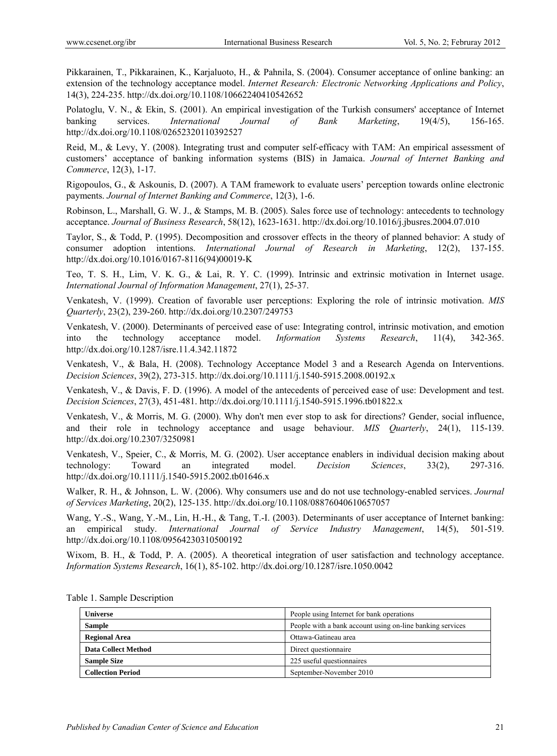Pikkarainen, T., Pikkarainen, K., Karjaluoto, H., & Pahnila, S. (2004). Consumer acceptance of online banking: an extension of the technology acceptance model. *Internet Research: Electronic Networking Applications and Policy*, 14(3), 224-235. http://dx.doi.org/10.1108/10662240410542652

Polatoglu, V. N., & Ekin, S. (2001). An empirical investigation of the Turkish consumers' acceptance of Internet banking services. *International Journal of Bank Marketing*, 19(4/5), 156-165. http://dx.doi.org/10.1108/02652320110392527

Reid, M., & Levy, Y. (2008). Integrating trust and computer self-efficacy with TAM: An empirical assessment of customers' acceptance of banking information systems (BIS) in Jamaica. *Journal of Internet Banking and Commerce*, 12(3), 1-17.

Rigopoulos, G., & Askounis, D. (2007). A TAM framework to evaluate users' perception towards online electronic payments. *Journal of Internet Banking and Commerce*, 12(3), 1-6.

Robinson, L., Marshall, G. W. J., & Stamps, M. B. (2005). Sales force use of technology: antecedents to technology acceptance. *Journal of Business Research*, 58(12), 1623-1631. http://dx.doi.org/10.1016/j.jbusres.2004.07.010

Taylor, S., & Todd, P. (1995). Decomposition and crossover effects in the theory of planned behavior: A study of consumer adoption intentions. *International Journal of Research in Marketing*, 12(2), 137-155. http://dx.doi.org/10.1016/0167-8116(94)00019-K

Teo, T. S. H., Lim, V. K. G., & Lai, R. Y. C. (1999). Intrinsic and extrinsic motivation in Internet usage. *International Journal of Information Management*, 27(1), 25-37.

Venkatesh, V. (1999). Creation of favorable user perceptions: Exploring the role of intrinsic motivation. *MIS Quarterly*, 23(2), 239-260. http://dx.doi.org/10.2307/249753

Venkatesh, V. (2000). Determinants of perceived ease of use: Integrating control, intrinsic motivation, and emotion into the technology acceptance model. *Information Systems Research*, 11(4), 342-365. http://dx.doi.org/10.1287/isre.11.4.342.11872

Venkatesh, V., & Bala, H. (2008). Technology Acceptance Model 3 and a Research Agenda on Interventions. *Decision Sciences*, 39(2), 273-315. http://dx.doi.org/10.1111/j.1540-5915.2008.00192.x

Venkatesh, V., & Davis, F. D. (1996). A model of the antecedents of perceived ease of use: Development and test. *Decision Sciences*, 27(3), 451-481. http://dx.doi.org/10.1111/j.1540-5915.1996.tb01822.x

Venkatesh, V., & Morris, M. G. (2000). Why don't men ever stop to ask for directions? Gender, social influence, and their role in technology acceptance and usage behaviour. *MIS Quarterly*, 24(1), 115-139. http://dx.doi.org/10.2307/3250981

Venkatesh, V., Speier, C., & Morris, M. G. (2002). User acceptance enablers in individual decision making about technology: Toward an integrated model. *Decision Sciences*, 33(2), 297-316. http://dx.doi.org/10.1111/j.1540-5915.2002.tb01646.x

Walker, R. H., & Johnson, L. W. (2006). Why consumers use and do not use technology-enabled services. *Journal of Services Marketing*, 20(2), 125-135. http://dx.doi.org/10.1108/08876040610657057

Wang, Y.-S., Wang, Y.-M., Lin, H.-H., & Tang, T.-I. (2003). Determinants of user acceptance of Internet banking: an empirical study. *International Journal of Service Industry Management*, 14(5), 501-519. http://dx.doi.org/10.1108/09564230310500192

Wixom, B. H., & Todd, P. A. (2005). A theoretical integration of user satisfaction and technology acceptance. *Information Systems Research*, 16(1), 85-102. http://dx.doi.org/10.1287/isre.1050.0042

Table 1. Sample Description

| | |
|---|---|
| **Universe** | People using Internet for bank operations |
| **Sample** | People with a bank account using on-line banking services |
| **Regional Area** | Ottawa-Gatineau area |
| **Data Collect Method** | Direct questionnaire |
| **Sample Size** | 225 useful questionnaires |
| **Collection Period** | September-November 2010 |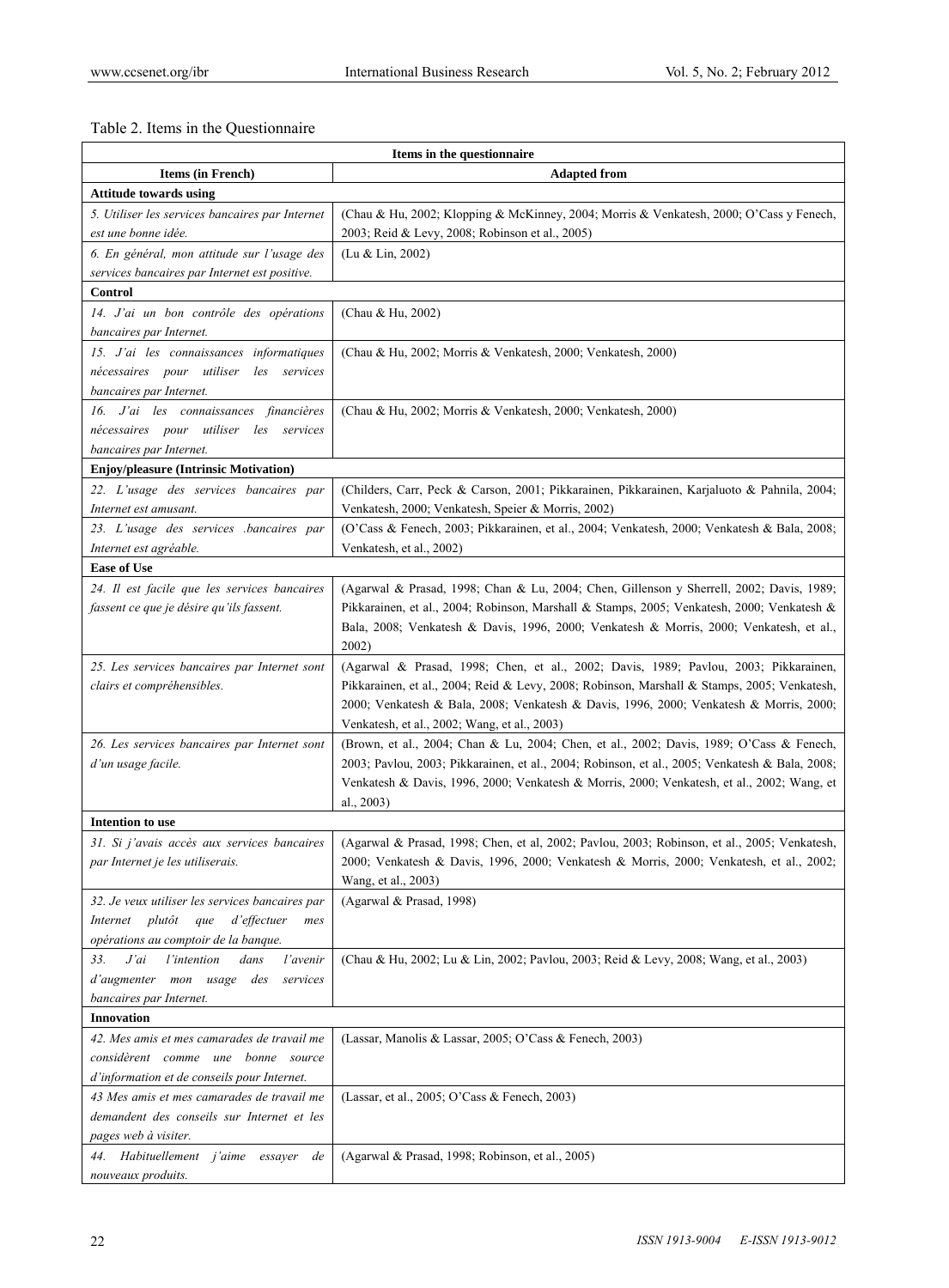Table 2. Items in the Questionnaire

| Items in the questionnaire | |
|---|---|
| **Items (in French)** | **Adapted from** |
| **Attitude towards using** | |
| *5. Utiliser les services bancaires par Internet est une bonne idée.* | (Chau & Hu, 2002; Klopping & McKinney, 2004; Morris & Venkatesh, 2000; O'Cass y Fenech, 2003; Reid & Levy, 2008; Robinson et al., 2005) |
| *6. En général, mon attitude sur l'usage des services bancaires par Internet est positive.* | (Lu & Lin, 2002) |
| **Control** | |
| *14. J'ai un bon contrôle des opérations bancaires par Internet.* | (Chau & Hu, 2002) |
| *15. J'ai les connaissances informatiques nécessaires pour utiliser les services bancaires par Internet.* | (Chau & Hu, 2002; Morris & Venkatesh, 2000; Venkatesh, 2000) |
| *16. J'ai les connaissances financières nécessaires pour utiliser les services bancaires par Internet.* | (Chau & Hu, 2002; Morris & Venkatesh, 2000; Venkatesh, 2000) |
| **Enjoy/pleasure (Intrinsic Motivation)** | |
| *22. L'usage des services bancaires par Internet est amusant.* | (Childers, Carr, Peck & Carson, 2001; Pikkarainen, Pikkarainen, Karjaluoto & Pahnila, 2004; Venkatesh, 2000; Venkatesh, Speier & Morris, 2002) |
| *23. L'usage des services .bancaires par Internet est agréable.* | (O'Cass & Fenech, 2003; Pikkarainen, et al., 2004; Venkatesh, 2000; Venkatesh & Bala, 2008; Venkatesh, et al., 2002) |
| **Ease of Use** | |
| *24. Il est facile que les services bancaires fassent ce que je désire qu'ils fassent.* | (Agarwal & Prasad, 1998; Chan & Lu, 2004; Chen, Gillenson y Sherrell, 2002; Davis, 1989; Pikkarainen, et al., 2004; Robinson, Marshall & Stamps, 2005; Venkatesh, 2000; Venkatesh & Bala, 2008; Venkatesh & Davis, 1996, 2000; Venkatesh & Morris, 2000; Venkatesh, et al., 2002) |
| *25. Les services bancaires par Internet sont clairs et compréhensibles.* | (Agarwal & Prasad, 1998; Chen, et al., 2002; Davis, 1989; Pavlou, 2003; Pikkarainen, Pikkarainen, et al., 2004; Reid & Levy, 2008; Robinson, Marshall & Stamps, 2005; Venkatesh, 2000; Venkatesh & Bala, 2008; Venkatesh & Davis, 1996, 2000; Venkatesh & Morris, 2000; Venkatesh, et al., 2002; Wang, et al., 2003) |
| *26. Les services bancaires par Internet sont d'un usage facile.* | (Brown, et al., 2004; Chan & Lu, 2004; Chen, et al., 2002; Davis, 1989; O'Cass & Fenech, 2003; Pavlou, 2003; Pikkarainen, et al., 2004; Robinson, et al., 2005; Venkatesh & Bala, 2008; Venkatesh & Davis, 1996, 2000; Venkatesh & Morris, 2000; Venkatesh, et al., 2002; Wang, et al., 2003) |
| **Intention to use** | |
| *31. Si j'avais accès aux services bancaires par Internet je les utiliserais.* | (Agarwal & Prasad, 1998; Chen, et al, 2002; Pavlou, 2003; Robinson, et al., 2005; Venkatesh, 2000; Venkatesh & Davis, 1996, 2000; Venkatesh & Morris, 2000; Venkatesh, et al., 2002; Wang, et al., 2003) |
| *32. Je veux utiliser les services bancaires par Internet plutôt que d'effectuer mes opérations au comptoir de la banque.* | (Agarwal & Prasad, 1998) |
| *33. J'ai l'intention dans l'avenir d'augmenter mon usage des services bancaires par Internet.* | (Chau & Hu, 2002; Lu & Lin, 2002; Pavlou, 2003; Reid & Levy, 2008; Wang, et al., 2003) |
| **Innovation** | |
| *42. Mes amis et mes camarades de travail me considèrent comme une bonne source d'information et de conseils pour Internet.* | (Lassar, Manolis & Lassar, 2005; O'Cass & Fenech, 2003) |
| *43 Mes amis et mes camarades de travail me demandent des conseils sur Internet et les pages web à visiter.* | (Lassar, et al., 2005; O'Cass & Fenech, 2003) |
| *44. Habituellement j'aime essayer de nouveaux produits.* | (Agarwal & Prasad, 1998; Robinson, et al., 2005) |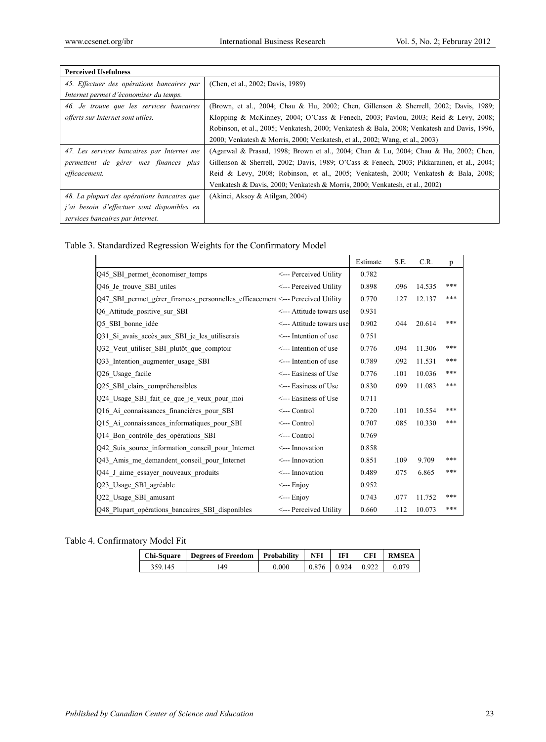| Perceived Usefulness | |
|---|---|
| *45. Effectuer des opérations bancaires par Internet permet d'économiser du temps.* | (Chen, et al., 2002; Davis, 1989) |
| *46. Je trouve que les services bancaires offerts sur Internet sont utiles.* | (Brown, et al., 2004; Chau & Hu, 2002; Chen, Gillenson & Sherrell, 2002; Davis, 1989; Klopping & McKinney, 2004; O'Cass & Fenech, 2003; Pavlou, 2003; Reid & Levy, 2008; Robinson, et al., 2005; Venkatesh, 2000; Venkatesh & Bala, 2008; Venkatesh and Davis, 1996, 2000; Venkatesh & Morris, 2000; Venkatesh, et al., 2002; Wang, et al., 2003) |
| *47. Les services bancaires par Internet me permettent de gérer mes finances plus efficacement.* | (Agarwal & Prasad, 1998; Brown et al., 2004; Chan & Lu, 2004; Chau & Hu, 2002; Chen, Gillenson & Sherrell, 2002; Davis, 1989; O'Cass & Fenech, 2003; Pikkarainen, et al., 2004; Reid & Levy, 2008; Robinson, et al., 2005; Venkatesh, 2000; Venkatesh & Bala, 2008; Venkatesh & Davis, 2000; Venkatesh & Morris, 2000; Venkatesh, et al., 2002) |
| *48. La plupart des opérations bancaires que j'ai besoin d'effectuer sont disponibles en services bancaires par Internet.* | (Akinci, Aksoy & Atilgan, 2004) |

Table 3. Standardized Regression Weights for the Confirmatory Model

| | | Estimate | S.E. | C.R. | p |
|---|---|---|---|---|---|
| Q45_SBI_permet_économiser_temps | <--- Perceived Utility | 0.782 | | | |
| Q46_Je_trouve_SBI_utiles | <--- Perceived Utility | 0.898 | .096 | 14.535 | *** |
| Q47_SBI_permet_gérer_finances_personnelles_efficacement | <--- Perceived Utility | 0.770 | .127 | 12.137 | *** |
| Q6_Attitude_positive_sur_SBI | <--- Attitude towars use | 0.931 | | | |
| Q5_SBI_bonne_idée | <--- Attitude towars use | 0.902 | .044 | 20.614 | *** |
| Q31_Si_avais_accès_aux_SBI_je_les_utiliserais | <--- Intention of use | 0.751 | | | |
| Q32_Veut_utiliser_SBI_plutôt_que_comptoir | <--- Intention of use | 0.776 | .094 | 11.306 | *** |
| Q33_Intention_augmenter_usage_SBI | <--- Intention of use | 0.789 | .092 | 11.531 | *** |
| Q26_Usage_facile | <--- Easiness of Use | 0.776 | .101 | 10.036 | *** |
| Q25_SBI_clairs_compréhensibles | <--- Easiness of Use | 0.830 | .099 | 11.083 | *** |
| Q24_Usage_SBI_fait_ce_que_je_veux_pour_moi | <--- Easiness of Use | 0.711 | | | |
| Q16_Ai_connaissances_financières_pour_SBI | <--- Control | 0.720 | .101 | 10.554 | *** |
| Q15_Ai_connaissances_informatiques_pour_SBI | <--- Control | 0.707 | .085 | 10.330 | *** |
| Q14_Bon_contrôle_des_opérations_SBI | <--- Control | 0.769 | | | |
| Q42_Suis_source_information_conseil_pour_Internet | <--- Innovation | 0.858 | | | |
| Q43_Amis_me_demandent_conseil_pour_Internet | <--- Innovation | 0.851 | .109 | 9.709 | *** |
| Q44_J_aime_essayer_nouveaux_produits | <--- Innovation | 0.489 | .075 | 6.865 | *** |
| Q23_Usage_SBI_agréable | <--- Enjoy | 0.952 | | | |
| Q22_Usage_SBI_amusant | <--- Enjoy | 0.743 | .077 | 11.752 | *** |
| Q48_Plupart_opérations_bancaires_SBI_disponibles | <--- Perceived Utility | 0.660 | .112 | 10.073 | *** |

Table 4. Confirmatory Model Fit

| Chi-Square | Degrees of Freedom | Probability | NFI | IFI | CFI | RMSEA |
|---|---|---|---|---|---|---|
| 359.145 | 149 | 0.000 | 0.876 | 0.924 | 0.922 | 0.079 |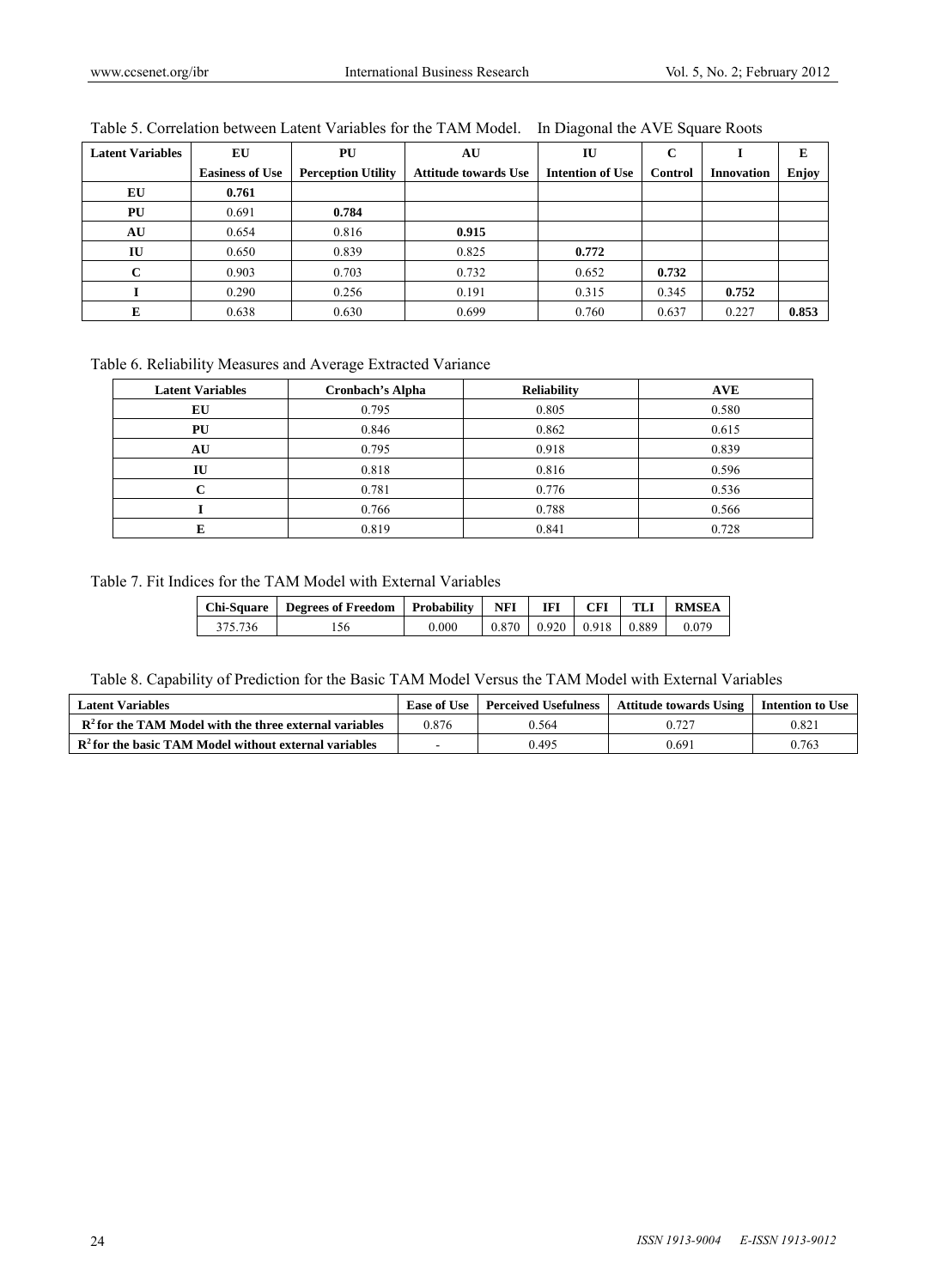Table 5. Correlation between Latent Variables for the TAM Model. In Diagonal the AVE Square Roots

| Latent Variables | EU | PU | AU | IU | C | I | E |
|---|---|---|---|---|---|---|---|
| | Easiness of Use | Perception Utility | Attitude towards Use | Intention of Use | Control | Innovation | Enjoy |
| EU | **0.761** | | | | | | |
| PU | 0.691 | **0.784** | | | | | |
| AU | 0.654 | 0.816 | **0.915** | | | | |
| IU | 0.650 | 0.839 | 0.825 | **0.772** | | | |
| C | 0.903 | 0.703 | 0.732 | 0.652 | **0.732** | | |
| I | 0.290 | 0.256 | 0.191 | 0.315 | 0.345 | **0.752** | |
| E | 0.638 | 0.630 | 0.699 | 0.760 | 0.637 | 0.227 | **0.853** |

Table 6. Reliability Measures and Average Extracted Variance

| Latent Variables | Cronbach's Alpha | Reliability | AVE |
|---|---|---|---|
| EU | 0.795 | 0.805 | 0.580 |
| PU | 0.846 | 0.862 | 0.615 |
| AU | 0.795 | 0.918 | 0.839 |
| IU | 0.818 | 0.816 | 0.596 |
| C | 0.781 | 0.776 | 0.536 |
| I | 0.766 | 0.788 | 0.566 |
| E | 0.819 | 0.841 | 0.728 |

Table 7. Fit Indices for the TAM Model with External Variables

| Chi-Square | Degrees of Freedom | Probability | NFI | IFI | CFI | TLI | RMSEA |
|---|---|---|---|---|---|---|---|
| 375.736 | 156 | 0.000 | 0.870 | 0.920 | 0.918 | 0.889 | 0.079 |

Table 8. Capability of Prediction for the Basic TAM Model Versus the TAM Model with External Variables

| Latent Variables | Ease of Use | Perceived Usefulness | Attitude towards Using | Intention to Use |
|---|---|---|---|---|
| $R^2$ for the TAM Model with the three external variables | 0.876 | 0.564 | 0.727 | 0.821 |
| $R^2$ for the basic TAM Model without external variables | - | 0.495 | 0.691 | 0.763 |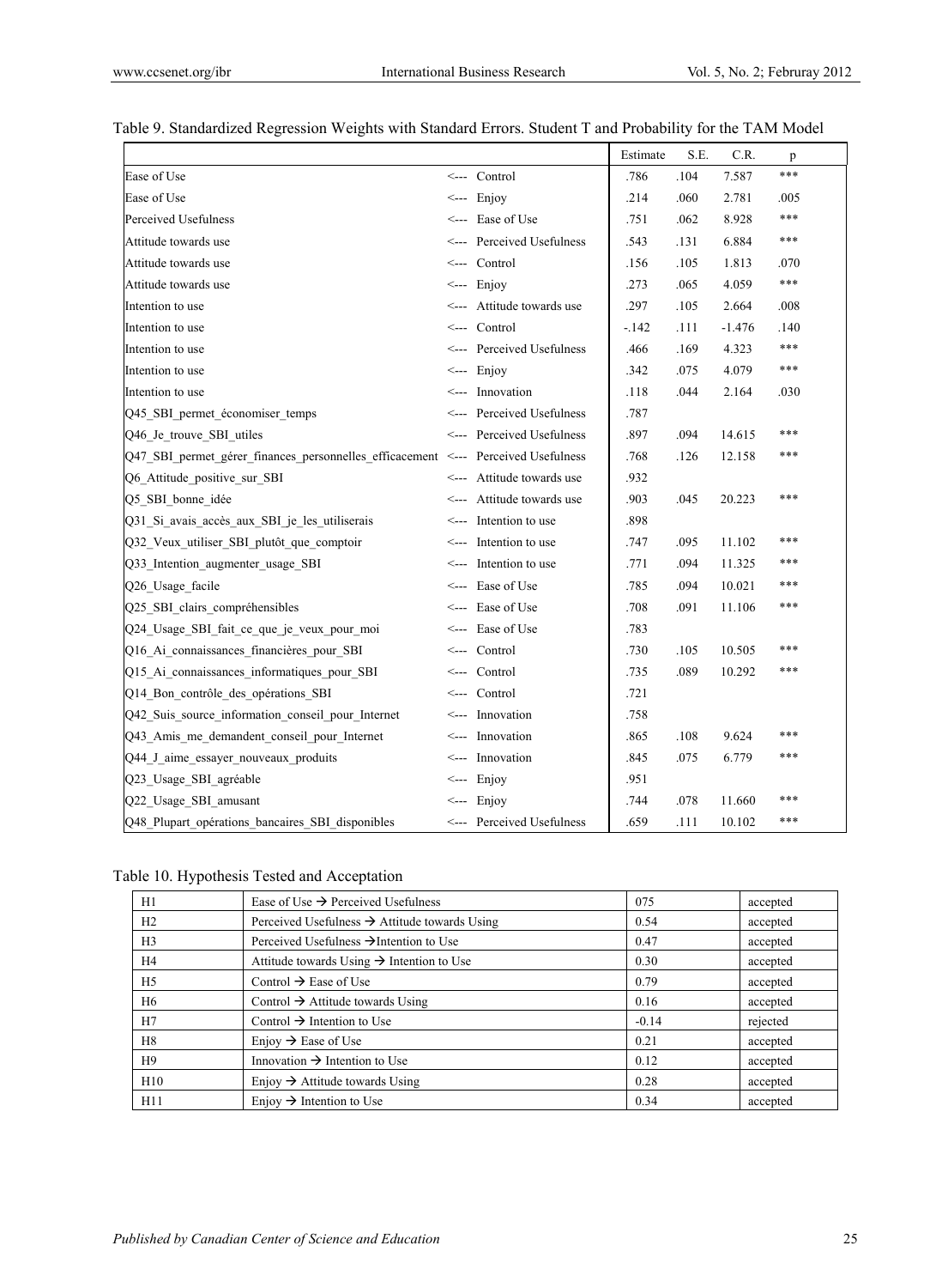Table 9. Standardized Regression Weights with Standard Errors. Student T and Probability for the TAM Model

| | | | Estimate | S.E. | C.R. | p |
|---|---|---|---|---|---|---|
| Ease of Use | <--- | Control | .786 | .104 | 7.587 | *** |
| Ease of Use | <--- | Enjoy | .214 | .060 | 2.781 | .005 |
| Perceived Usefulness | <--- | Ease of Use | .751 | .062 | 8.928 | *** |
| Attitude towards use | <--- | Perceived Usefulness | .543 | .131 | 6.884 | *** |
| Attitude towards use | <--- | Control | .156 | .105 | 1.813 | .070 |
| Attitude towards use | <--- | Enjoy | .273 | .065 | 4.059 | *** |
| Intention to use | <--- | Attitude towards use | .297 | .105 | 2.664 | .008 |
| Intention to use | <--- | Control | -.142 | .111 | -1.476 | .140 |
| Intention to use | <--- | Perceived Usefulness | .466 | .169 | 4.323 | *** |
| Intention to use | <--- | Enjoy | .342 | .075 | 4.079 | *** |
| Intention to use | <--- | Innovation | .118 | .044 | 2.164 | .030 |
| Q45_SBI_permet_économiser_temps | <--- | Perceived Usefulness | .787 | | | |
| Q46_Je_trouve_SBI_utiles | <--- | Perceived Usefulness | .897 | .094 | 14.615 | *** |
| Q47_SBI_permet_gérer_finances_personnelles_efficacement | <--- | Perceived Usefulness | .768 | .126 | 12.158 | *** |
| Q6_Attitude_positive_sur_SBI | <--- | Attitude towards use | .932 | | | |
| Q5_SBI_bonne_idée | <--- | Attitude towards use | .903 | .045 | 20.223 | *** |
| Q31_Si_avais_accès_aux_SBI_je_les_utiliserais | <--- | Intention to use | .898 | | | |
| Q32_Veux_utiliser_SBI_plutôt_que_comptoir | <--- | Intention to use | .747 | .095 | 11.102 | *** |
| Q33_Intention_augmenter_usage_SBI | <--- | Intention to use | .771 | .094 | 11.325 | *** |
| Q26_Usage_facile | <--- | Ease of Use | .785 | .094 | 10.021 | *** |
| Q25_SBI_clairs_compréhensibles | <--- | Ease of Use | .708 | .091 | 11.106 | *** |
| Q24_Usage_SBI_fait_ce_que_je_veux_pour_moi | <--- | Ease of Use | .783 | | | |
| Q16_Ai_connaissances_financières_pour_SBI | <--- | Control | .730 | .105 | 10.505 | *** |
| Q15_Ai_connaissances_informatiques_pour_SBI | <--- | Control | .735 | .089 | 10.292 | *** |
| Q14_Bon_contrôle_des_opérations_SBI | <--- | Control | .721 | | | |
| Q42_Suis_source_information_conseil_pour_Internet | <--- | Innovation | .758 | | | |
| Q43_Amis_me_demandent_conseil_pour_Internet | <--- | Innovation | .865 | .108 | 9.624 | *** |
| Q44_J_aime_essayer_nouveaux_produits | <--- | Innovation | .845 | .075 | 6.779 | *** |
| Q23_Usage_SBI_agréable | <--- | Enjoy | .951 | | | |
| Q22_Usage_SBI_amusant | <--- | Enjoy | .744 | .078 | 11.660 | *** |
| Q48_Plupart_opérations_bancaires_SBI_disponibles | <--- | Perceived Usefulness | .659 | .111 | 10.102 | *** |

Table 10. Hypothesis Tested and Acceptation

| | | | |
|---|---|---|---|
| H1 | Ease of Use → Perceived Usefulness | 075 | accepted |
| H2 | Perceived Usefulness → Attitude towards Using | 0.54 | accepted |
| H3 | Perceived Usefulness →Intention to Use | 0.47 | accepted |
| H4 | Attitude towards Using → Intention to Use | 0.30 | accepted |
| H5 | Control → Ease of Use | 0.79 | accepted |
| H6 | Control → Attitude towards Using | 0.16 | accepted |
| H7 | Control → Intention to Use | -0.14 | rejected |
| H8 | Enjoy → Ease of Use | 0.21 | accepted |
| H9 | Innovation → Intention to Use | 0.12 | accepted |
| H10 | Enjoy → Attitude towards Using | 0.28 | accepted |
| H11 | Enjoy → Intention to Use | 0.34 | accepted |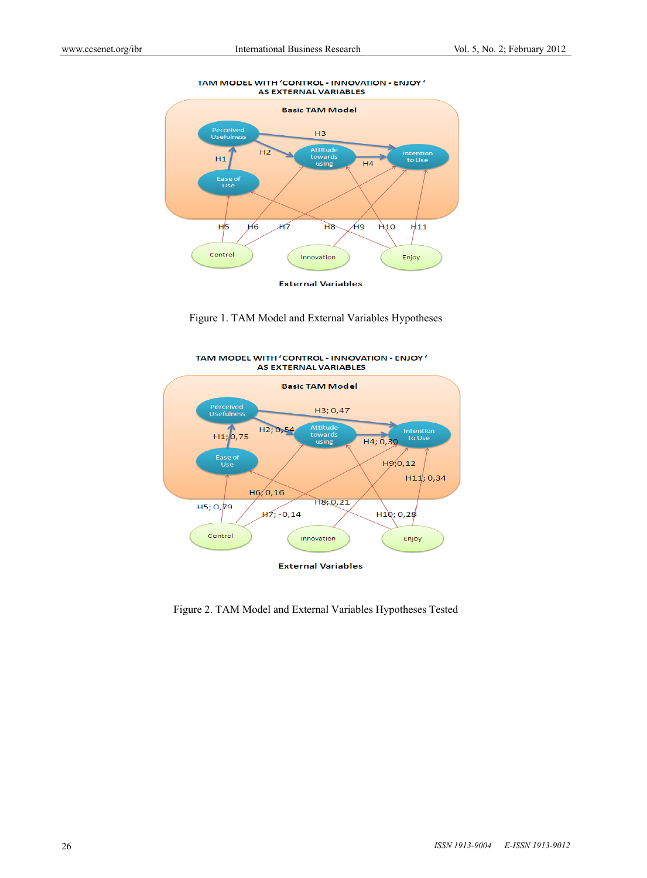TAM MODEL WITH 'CONTROL - INNOVATION - ENJOY' AS EXTERNAL VARIABLES

Basic TAM Model

Perceived Usefulness

Attitude towards using

Intention to Use

Ease of Use

H1

H2

H3

H4

H5

H6

H7

H8

H9

H10

H11

Control

Innovation

Enjoy

External Variables

Figure 1. TAM Model and External Variables Hypotheses

TAM MODEL WITH 'CONTROL - INNOVATION - ENJOY' AS EXTERNAL VARIABLES

Basic TAM Model

Perceived Usefulness

Attitude towards using

Intention to Use

Ease of Use

H1; 0,75

H2; 0,54

H3; 0,47

H4; 0,30

H5; 0,79

H6; 0,16

H7; -0,14

H8; 0,21

H9;0,12

H10; 0,28

H11; 0,34

Control

Innovation

Enjoy

External Variables

Figure 2. TAM Model and External Variables Hypotheses Tested